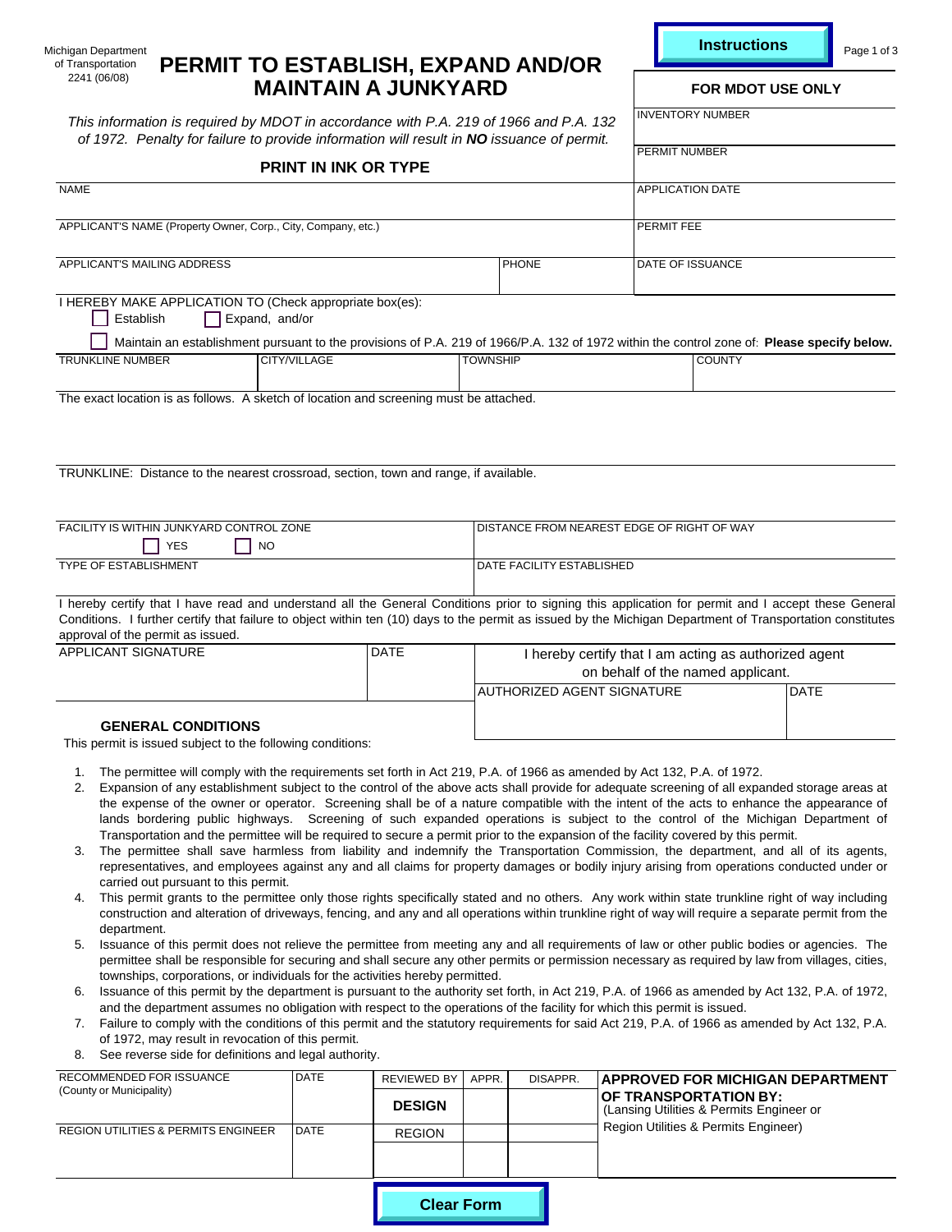Michigan Department of Transportation
2241 (06/08)

# PERMIT TO ESTABLISH, EXPAND AND/OR MAINTAIN A JUNKYARD

Instructions

*This information is required by MDOT in accordance with P.A. 219 of 1966 and P.A. 132 of 1972. Penalty for failure to provide information will result in **NO** issuance of permit.*

**PRINT IN INK OR TYPE**

| **FOR MDOT USE ONLY** |
|---|
| INVENTORY NUMBER |
| PERMIT NUMBER |
| APPLICATION DATE |
| PERMIT FEE |
| DATE OF ISSUANCE |

| NAME | |
|---|---|
| APPLICANT'S NAME (Property Owner, Corp., City, Company, etc.) | |
| APPLICANT'S MAILING ADDRESS | PHONE |

I HEREBY MAKE APPLICATION TO (Check appropriate box(es):

☐ Establish ☐ Expand, and/or

☐ Maintain an establishment pursuant to the provisions of P.A. 219 of 1966/P.A. 132 of 1972 within the control zone of: **Please specify below.**

| TRUNKLINE NUMBER | CITY/VILLAGE | TOWNSHIP | COUNTY |
|---|---|---|---|
| | | | |

The exact location is as follows. A sketch of location and screening must be attached.

TRUNKLINE: Distance to the nearest crossroad, section, town and range, if available.

| FACILITY IS WITHIN JUNKYARD CONTROL ZONE ☐ YES ☐ NO | DISTANCE FROM NEAREST EDGE OF RIGHT OF WAY |
|---|---|
| TYPE OF ESTABLISHMENT | DATE FACILITY ESTABLISHED |

I hereby certify that I have read and understand all the General Conditions prior to signing this application for permit and I accept these General Conditions. I further certify that failure to object within ten (10) days to the permit as issued by the Michigan Department of Transportation constitutes approval of the permit as issued.

| APPLICANT SIGNATURE | DATE |
|---|---|
| | |

I hereby certify that I am acting as authorized agent on behalf of the named applicant.

| AUTHORIZED AGENT SIGNATURE | DATE |
|---|---|
| | |

## GENERAL CONDITIONS

This permit is issued subject to the following conditions:

1. The permittee will comply with the requirements set forth in Act 219, P.A. of 1966 as amended by Act 132, P.A. of 1972.
2. Expansion of any establishment subject to the control of the above acts shall provide for adequate screening of all expanded storage areas at the expense of the owner or operator. Screening shall be of a nature compatible with the intent of the acts to enhance the appearance of lands bordering public highways. Screening of such expanded operations is subject to the control of the Michigan Department of Transportation and the permittee will be required to secure a permit prior to the expansion of the facility covered by this permit.
3. The permittee shall save harmless from liability and indemnify the Transportation Commission, the department, and all of its agents, representatives, and employees against any and all claims for property damages or bodily injury arising from operations conducted under or carried out pursuant to this permit.
4. This permit grants to the permittee only those rights specifically stated and no others. Any work within state trunkline right of way including construction and alteration of driveways, fencing, and any and all operations within trunkline right of way will require a separate permit from the department.
5. Issuance of this permit does not relieve the permittee from meeting any and all requirements of law or other public bodies or agencies. The permittee shall be responsible for securing and shall secure any other permits or permission necessary as required by law from villages, cities, townships, corporations, or individuals for the activities hereby permitted.
6. Issuance of this permit by the department is pursuant to the authority set forth, in Act 219, P.A. of 1966 as amended by Act 132, P.A. of 1972, and the department assumes no obligation with respect to the operations of the facility for which this permit is issued.
7. Failure to comply with the conditions of this permit and the statutory requirements for said Act 219, P.A. of 1966 as amended by Act 132, P.A. of 1972, may result in revocation of this permit.
8. See reverse side for definitions and legal authority.

| RECOMMENDED FOR ISSUANCE (County or Municipality) | DATE | REVIEWED BY | APPR. | DISAPPR. | **APPROVED FOR MICHIGAN DEPARTMENT OF TRANSPORTATION BY:** (Lansing Utilities & Permits Engineer or Region Utilities & Permits Engineer) |
|---|---|---|---|---|---|
| | | **DESIGN** | | | |
| REGION UTILITIES & PERMITS ENGINEER | DATE | REGION | | | |
| | | | | | |

Clear Form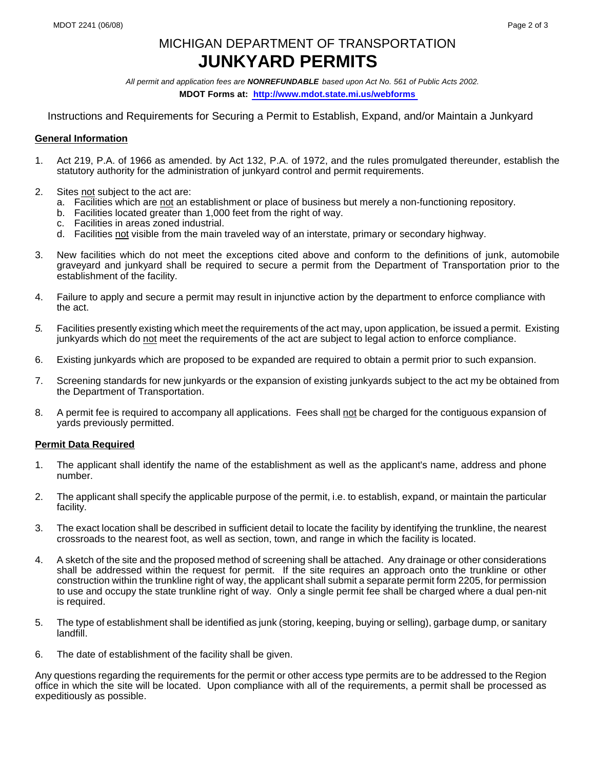# MICHIGAN DEPARTMENT OF TRANSPORTATION
# JUNKYARD PERMITS

*All permit and application fees are **NONREFUNDABLE** based upon Act No. 561 of Public Acts 2002.*

**MDOT Forms at: http://www.mdot.state.mi.us/webforms**

Instructions and Requirements for Securing a Permit to Establish, Expand, and/or Maintain a Junkyard

## General Information

1. Act 219, P.A. of 1966 as amended. by Act 132, P.A. of 1972, and the rules promulgated thereunder, establish the statutory authority for the administration of junkyard control and permit requirements.

2. Sites not subject to the act are:
   a. Facilities which are not an establishment or place of business but merely a non-functioning repository.
   b. Facilities located greater than 1,000 feet from the right of way.
   c. Facilities in areas zoned industrial.
   d. Facilities not visible from the main traveled way of an interstate, primary or secondary highway.

3. New facilities which do not meet the exceptions cited above and conform to the definitions of junk, automobile graveyard and junkyard shall be required to secure a permit from the Department of Transportation prior to the establishment of the facility.

4. Failure to apply and secure a permit may result in injunctive action by the department to enforce compliance with the act.

5. Facilities presently existing which meet the requirements of the act may, upon application, be issued a permit. Existing junkyards which do not meet the requirements of the act are subject to legal action to enforce compliance.

6. Existing junkyards which are proposed to be expanded are required to obtain a permit prior to such expansion.

7. Screening standards for new junkyards or the expansion of existing junkyards subject to the act my be obtained from the Department of Transportation.

8. A permit fee is required to accompany all applications. Fees shall not be charged for the contiguous expansion of yards previously permitted.

## Permit Data Required

1. The applicant shall identify the name of the establishment as well as the applicant's name, address and phone number.

2. The applicant shall specify the applicable purpose of the permit, i.e. to establish, expand, or maintain the particular facility.

3. The exact location shall be described in sufficient detail to locate the facility by identifying the trunkline, the nearest crossroads to the nearest foot, as well as section, town, and range in which the facility is located.

4. A sketch of the site and the proposed method of screening shall be attached. Any drainage or other considerations shall be addressed within the request for permit. If the site requires an approach onto the trunkline or other construction within the trunkline right of way, the applicant shall submit a separate permit form 2205, for permission to use and occupy the state trunkline right of way. Only a single permit fee shall be charged where a dual pen-nit is required.

5. The type of establishment shall be identified as junk (storing, keeping, buying or selling), garbage dump, or sanitary landfill.

6. The date of establishment of the facility shall be given.

Any questions regarding the requirements for the permit or other access type permits are to be addressed to the Region office in which the site will be located. Upon compliance with all of the requirements, a permit shall be processed as expeditiously as possible.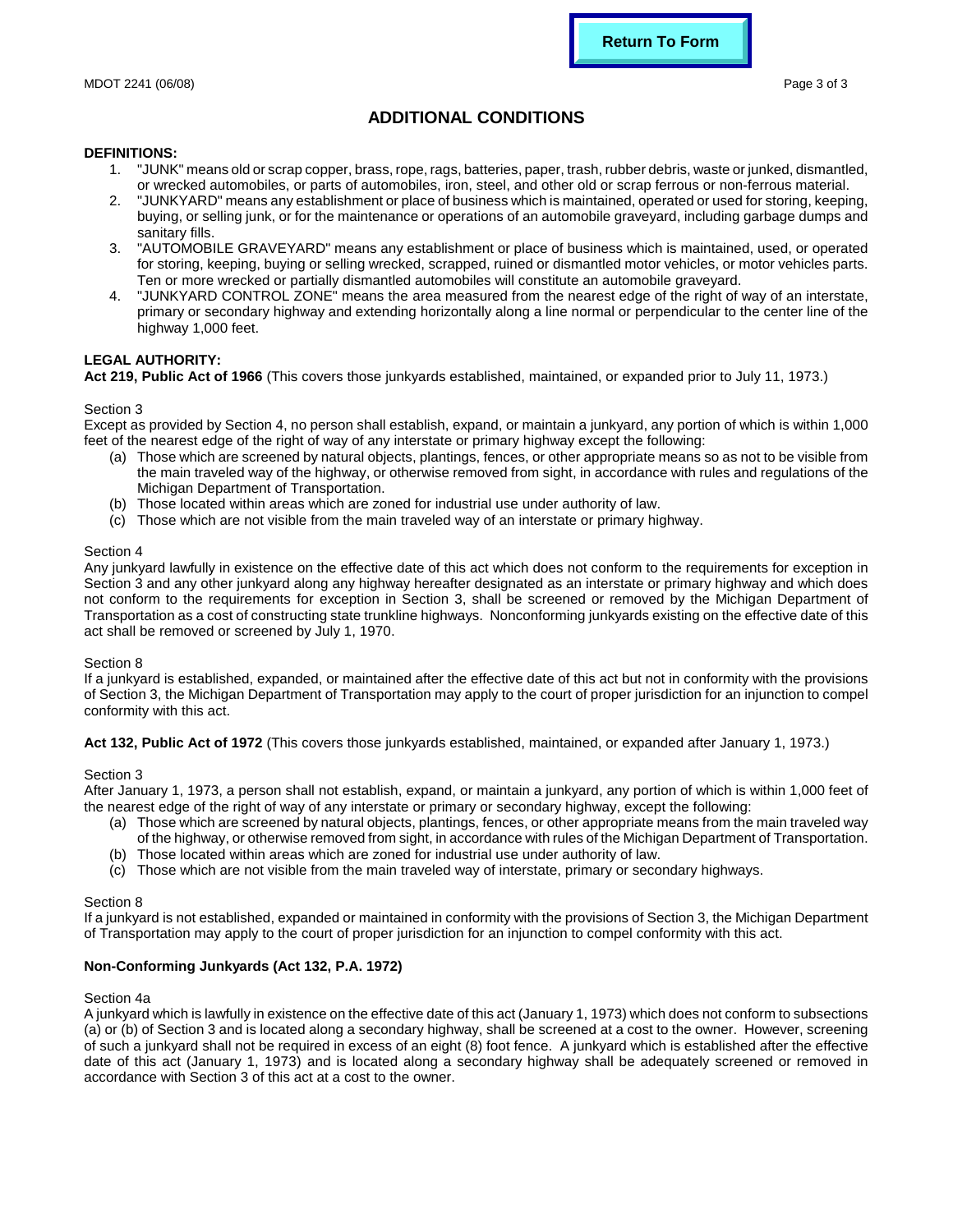# ADDITIONAL CONDITIONS

**DEFINITIONS:**

1. "JUNK" means old or scrap copper, brass, rope, rags, batteries, paper, trash, rubber debris, waste or junked, dismantled, or wrecked automobiles, or parts of automobiles, iron, steel, and other old or scrap ferrous or non-ferrous material.
2. "JUNKYARD" means any establishment or place of business which is maintained, operated or used for storing, keeping, buying, or selling junk, or for the maintenance or operations of an automobile graveyard, including garbage dumps and sanitary fills.
3. "AUTOMOBILE GRAVEYARD" means any establishment or place of business which is maintained, used, or operated for storing, keeping, buying or selling wrecked, scrapped, ruined or dismantled motor vehicles, or motor vehicles parts. Ten or more wrecked or partially dismantled automobiles will constitute an automobile graveyard.
4. "JUNKYARD CONTROL ZONE" means the area measured from the nearest edge of the right of way of an interstate, primary or secondary highway and extending horizontally along a line normal or perpendicular to the center line of the highway 1,000 feet.

**LEGAL AUTHORITY:**

**Act 219, Public Act of 1966** (This covers those junkyards established, maintained, or expanded prior to July 11, 1973.)

Section 3

Except as provided by Section 4, no person shall establish, expand, or maintain a junkyard, any portion of which is within 1,000 feet of the nearest edge of the right of way of any interstate or primary highway except the following:

(a) Those which are screened by natural objects, plantings, fences, or other appropriate means so as not to be visible from the main traveled way of the highway, or otherwise removed from sight, in accordance with rules and regulations of the Michigan Department of Transportation.

(b) Those located within areas which are zoned for industrial use under authority of law.

(c) Those which are not visible from the main traveled way of an interstate or primary highway.

Section 4

Any junkyard lawfully in existence on the effective date of this act which does not conform to the requirements for exception in Section 3 and any other junkyard along any highway hereafter designated as an interstate or primary highway and which does not conform to the requirements for exception in Section 3, shall be screened or removed by the Michigan Department of Transportation as a cost of constructing state trunkline highways. Nonconforming junkyards existing on the effective date of this act shall be removed or screened by July 1, 1970.

Section 8

If a junkyard is established, expanded, or maintained after the effective date of this act but not in conformity with the provisions of Section 3, the Michigan Department of Transportation may apply to the court of proper jurisdiction for an injunction to compel conformity with this act.

**Act 132, Public Act of 1972** (This covers those junkyards established, maintained, or expanded after January 1, 1973.)

Section 3

After January 1, 1973, a person shall not establish, expand, or maintain a junkyard, any portion of which is within 1,000 feet of the nearest edge of the right of way of any interstate or primary or secondary highway, except the following:

(a) Those which are screened by natural objects, plantings, fences, or other appropriate means from the main traveled way of the highway, or otherwise removed from sight, in accordance with rules of the Michigan Department of Transportation.

(b) Those located within areas which are zoned for industrial use under authority of law.

(c) Those which are not visible from the main traveled way of interstate, primary or secondary highways.

Section 8

If a junkyard is not established, expanded or maintained in conformity with the provisions of Section 3, the Michigan Department of Transportation may apply to the court of proper jurisdiction for an injunction to compel conformity with this act.

**Non-Conforming Junkyards (Act 132, P.A. 1972)**

Section 4a

A junkyard which is lawfully in existence on the effective date of this act (January 1, 1973) which does not conform to subsections (a) or (b) of Section 3 and is located along a secondary highway, shall be screened at a cost to the owner. However, screening of such a junkyard shall not be required in excess of an eight (8) foot fence. A junkyard which is established after the effective date of this act (January 1, 1973) and is located along a secondary highway shall be adequately screened or removed in accordance with Section 3 of this act at a cost to the owner.